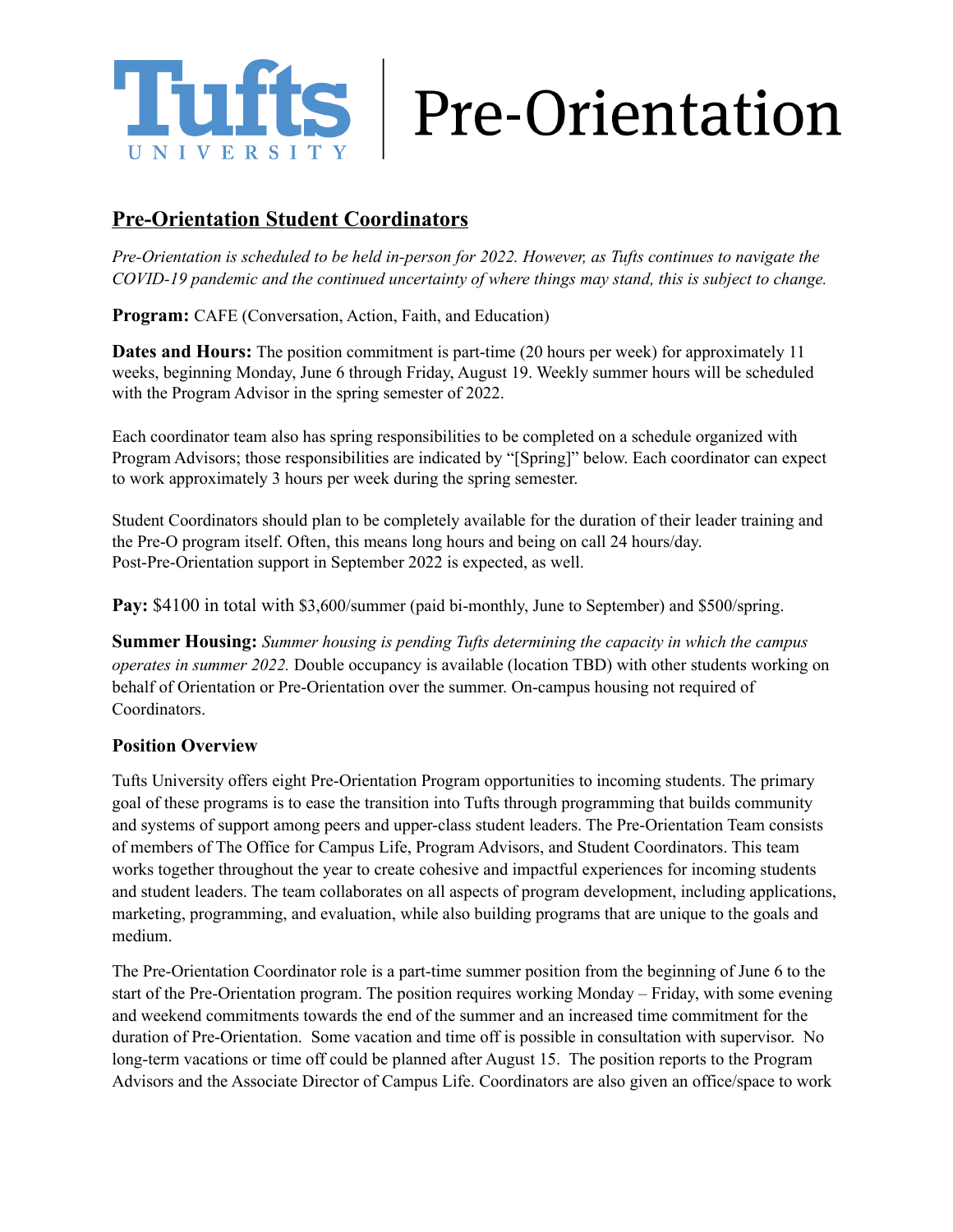# Tufts University | Pre-Orientation

## Pre-Orientation Student Coordinators

*Pre-Orientation is scheduled to be held in-person for 2022. However, as Tufts continues to navigate the COVID-19 pandemic and the continued uncertainty of where things may stand, this is subject to change.*

**Program:** CAFE (Conversation, Action, Faith, and Education)

**Dates and Hours:** The position commitment is part-time (20 hours per week) for approximately 11 weeks, beginning Monday, June 6 through Friday, August 19. Weekly summer hours will be scheduled with the Program Advisor in the spring semester of 2022.

Each coordinator team also has spring responsibilities to be completed on a schedule organized with Program Advisors; those responsibilities are indicated by "[Spring]" below. Each coordinator can expect to work approximately 3 hours per week during the spring semester.

Student Coordinators should plan to be completely available for the duration of their leader training and the Pre-O program itself. Often, this means long hours and being on call 24 hours/day. Post-Pre-Orientation support in September 2022 is expected, as well.

**Pay:** $4100 in total with $3,600/summer (paid bi-monthly, June to September) and $500/spring.

**Summer Housing:** *Summer housing is pending Tufts determining the capacity in which the campus operates in summer 2022.* Double occupancy is available (location TBD) with other students working on behalf of Orientation or Pre-Orientation over the summer. On-campus housing not required of Coordinators.

### Position Overview

Tufts University offers eight Pre-Orientation Program opportunities to incoming students. The primary goal of these programs is to ease the transition into Tufts through programming that builds community and systems of support among peers and upper-class student leaders. The Pre-Orientation Team consists of members of The Office for Campus Life, Program Advisors, and Student Coordinators. This team works together throughout the year to create cohesive and impactful experiences for incoming students and student leaders. The team collaborates on all aspects of program development, including applications, marketing, programming, and evaluation, while also building programs that are unique to the goals and medium.

The Pre-Orientation Coordinator role is a part-time summer position from the beginning of June 6 to the start of the Pre-Orientation program. The position requires working Monday – Friday, with some evening and weekend commitments towards the end of the summer and an increased time commitment for the duration of Pre-Orientation. Some vacation and time off is possible in consultation with supervisor. No long-term vacations or time off could be planned after August 15. The position reports to the Program Advisors and the Associate Director of Campus Life. Coordinators are also given an office/space to work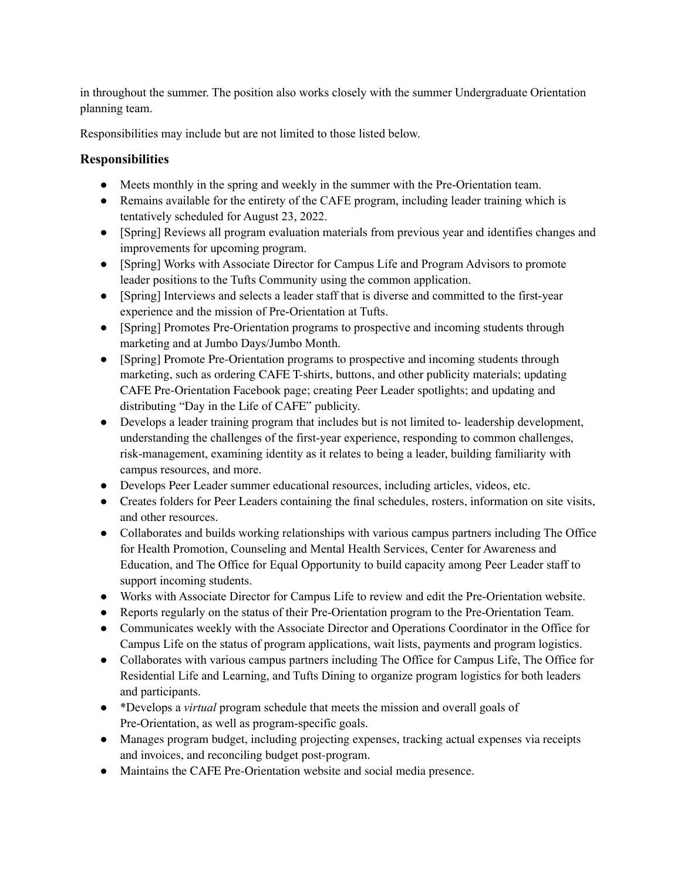in throughout the summer. The position also works closely with the summer Undergraduate Orientation planning team.

Responsibilities may include but are not limited to those listed below.

### Responsibilities

- Meets monthly in the spring and weekly in the summer with the Pre-Orientation team.
- Remains available for the entirety of the CAFE program, including leader training which is tentatively scheduled for August 23, 2022.
- [Spring] Reviews all program evaluation materials from previous year and identifies changes and improvements for upcoming program.
- [Spring] Works with Associate Director for Campus Life and Program Advisors to promote leader positions to the Tufts Community using the common application.
- [Spring] Interviews and selects a leader staff that is diverse and committed to the first-year experience and the mission of Pre-Orientation at Tufts.
- [Spring] Promotes Pre-Orientation programs to prospective and incoming students through marketing and at Jumbo Days/Jumbo Month.
- [Spring] Promote Pre-Orientation programs to prospective and incoming students through marketing, such as ordering CAFE T-shirts, buttons, and other publicity materials; updating CAFE Pre-Orientation Facebook page; creating Peer Leader spotlights; and updating and distributing "Day in the Life of CAFE" publicity.
- Develops a leader training program that includes but is not limited to- leadership development, understanding the challenges of the first-year experience, responding to common challenges, risk-management, examining identity as it relates to being a leader, building familiarity with campus resources, and more.
- Develops Peer Leader summer educational resources, including articles, videos, etc.
- Creates folders for Peer Leaders containing the final schedules, rosters, information on site visits, and other resources.
- Collaborates and builds working relationships with various campus partners including The Office for Health Promotion, Counseling and Mental Health Services, Center for Awareness and Education, and The Office for Equal Opportunity to build capacity among Peer Leader staff to support incoming students.
- Works with Associate Director for Campus Life to review and edit the Pre-Orientation website.
- Reports regularly on the status of their Pre-Orientation program to the Pre-Orientation Team.
- Communicates weekly with the Associate Director and Operations Coordinator in the Office for Campus Life on the status of program applications, wait lists, payments and program logistics.
- Collaborates with various campus partners including The Office for Campus Life, The Office for Residential Life and Learning, and Tufts Dining to organize program logistics for both leaders and participants.
- *Develops a *virtual* program schedule that meets the mission and overall goals of Pre-Orientation, as well as program-specific goals.
- Manages program budget, including projecting expenses, tracking actual expenses via receipts and invoices, and reconciling budget post-program.
- Maintains the CAFE Pre-Orientation website and social media presence.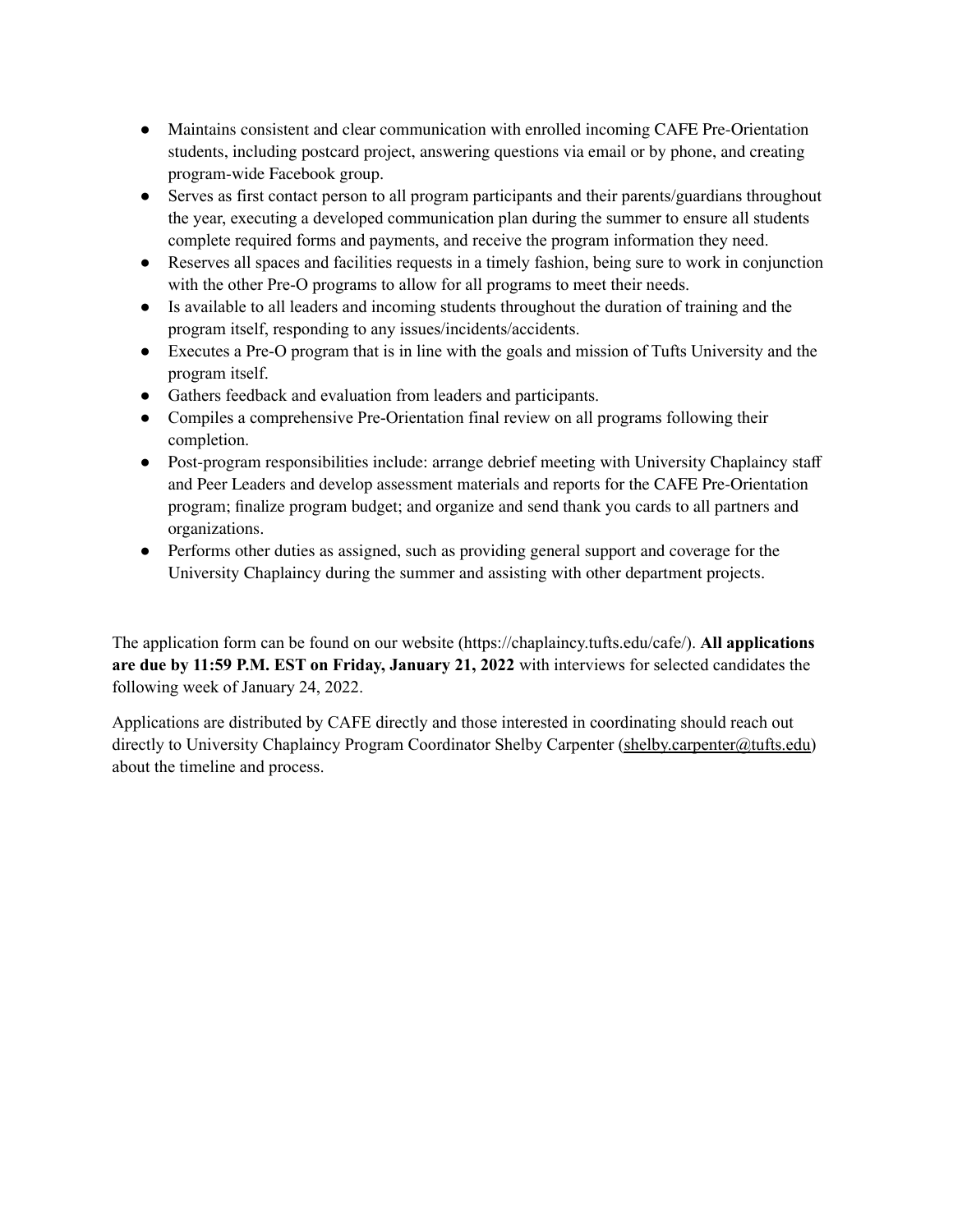- Maintains consistent and clear communication with enrolled incoming CAFE Pre-Orientation students, including postcard project, answering questions via email or by phone, and creating program-wide Facebook group.
- Serves as first contact person to all program participants and their parents/guardians throughout the year, executing a developed communication plan during the summer to ensure all students complete required forms and payments, and receive the program information they need.
- Reserves all spaces and facilities requests in a timely fashion, being sure to work in conjunction with the other Pre-O programs to allow for all programs to meet their needs.
- Is available to all leaders and incoming students throughout the duration of training and the program itself, responding to any issues/incidents/accidents.
- Executes a Pre-O program that is in line with the goals and mission of Tufts University and the program itself.
- Gathers feedback and evaluation from leaders and participants.
- Compiles a comprehensive Pre-Orientation final review on all programs following their completion.
- Post-program responsibilities include: arrange debrief meeting with University Chaplaincy staff and Peer Leaders and develop assessment materials and reports for the CAFE Pre-Orientation program; finalize program budget; and organize and send thank you cards to all partners and organizations.
- Performs other duties as assigned, such as providing general support and coverage for the University Chaplaincy during the summer and assisting with other department projects.

The application form can be found on our website (https://chaplaincy.tufts.edu/cafe/). **All applications are due by 11:59 P.M. EST on Friday, January 21, 2022** with interviews for selected candidates the following week of January 24, 2022.

Applications are distributed by CAFE directly and those interested in coordinating should reach out directly to University Chaplaincy Program Coordinator Shelby Carpenter (shelby.carpenter@tufts.edu) about the timeline and process.